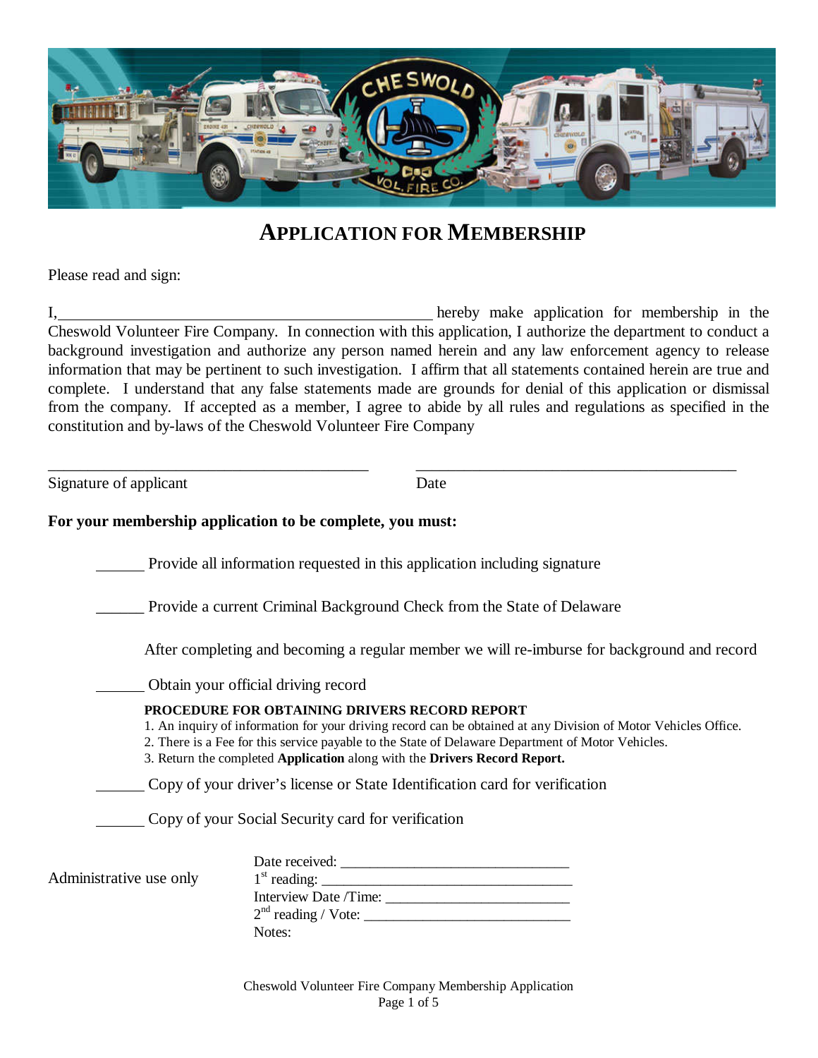# APPLICATION FOR MEMBERSHIP

Please read and sign:

I,\_\_\_\_\_\_\_\_\_\_\_\_\_\_\_\_\_\_\_\_\_\_\_\_\_\_\_\_\_\_\_\_\_\_\_\_\_\_\_\_\_\_\_\_\_\_\_\_ hereby make application for membership in the Cheswold Volunteer Fire Company. In connection with this application, I authorize the department to conduct a background investigation and authorize any person named herein and any law enforcement agency to release information that may be pertinent to such investigation. I affirm that all statements contained herein are true and complete. I understand that any false statements made are grounds for denial of this application or dismissal from the company. If accepted as a member, I agree to abide by all rules and regulations as specified in the constitution and by-laws of the Cheswold Volunteer Fire Company

\_\_\_\_\_\_\_\_\_\_\_\_\_\_\_\_\_\_\_\_\_\_\_\_\_\_\_\_\_\_\_\_\_\_\_\_\_\_\_\_\_\_ \_\_\_\_\_\_\_\_\_\_\_\_\_\_\_\_\_\_\_\_\_\_\_\_\_\_\_\_\_\_\_\_\_\_\_\_\_\_\_\_\_\_

Signature of applicant Date

**For your membership application to be complete, you must:**

\_\_\_\_\_\_ Provide all information requested in this application including signature

\_\_\_\_\_\_ Provide a current Criminal Background Check from the State of Delaware

After completing and becoming a regular member we will re-imburse for background and record

\_\_\_\_\_\_ Obtain your official driving record

**PROCEDURE FOR OBTAINING DRIVERS RECORD REPORT**

1. An inquiry of information for your driving record can be obtained at any Division of Motor Vehicles Office.
2. There is a Fee for this service payable to the State of Delaware Department of Motor Vehicles.
3. Return the completed **Application** along with the **Drivers Record Report.**

\_\_\_\_\_\_ Copy of your driver's license or State Identification card for verification

\_\_\_\_\_\_ Copy of your Social Security card for verification

Administrative use only

Date received: \_\_\_\_\_\_\_\_\_\_\_\_\_\_\_\_\_\_\_\_\_\_\_\_\_\_\_\_\_\_\_\_
1st reading: \_\_\_\_\_\_\_\_\_\_\_\_\_\_\_\_\_\_\_\_\_\_\_\_\_\_\_\_\_\_\_\_\_\_\_
Interview Date /Time: \_\_\_\_\_\_\_\_\_\_\_\_\_\_\_\_\_\_\_\_\_\_\_\_\_\_
2nd reading / Vote: \_\_\_\_\_\_\_\_\_\_\_\_\_\_\_\_\_\_\_\_\_\_\_\_\_\_\_\_\_\_
Notes: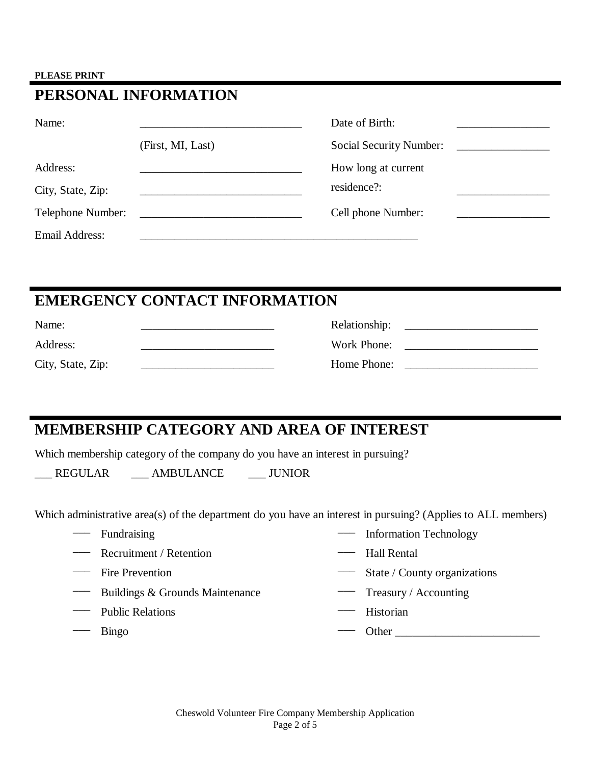**PLEASE PRINT**

## PERSONAL INFORMATION

| | | | |
|---|---|---|---|
| Name: | ____________________________ | Date of Birth: | ________________ |
| | (First, MI, Last) | Social Security Number: | ________________ |
| Address: | ____________________________ | How long at current residence?: | ________________ |
| City, State, Zip: | ____________________________ | | |
| Telephone Number: | ____________________________ | Cell phone Number: | ________________ |
| Email Address: | ________________________________________________ | | |

## EMERGENCY CONTACT INFORMATION

| | | | |
|---|---|---|---|
| Name: | _______________________ | Relationship: | _______________________ |
| Address: | _______________________ | Work Phone: | _______________________ |
| City, State, Zip: | _______________________ | Home Phone: | _______________________ |

## MEMBERSHIP CATEGORY AND AREA OF INTEREST

Which membership category of the company do you have an interest in pursuing?

___ REGULAR ___ AMBULANCE ___ JUNIOR

Which administrative area(s) of the department do you have an interest in pursuing? (Applies to ALL members)

- ___ Fundraising
- ___ Recruitment / Retention
- ___ Fire Prevention
- ___ Buildings & Grounds Maintenance
- ___ Public Relations
- ___ Bingo
- ___ Information Technology
- ___ Hall Rental
- ___ State / County organizations
- ___ Treasury / Accounting
- ___ Historian
- ___ Other _________________________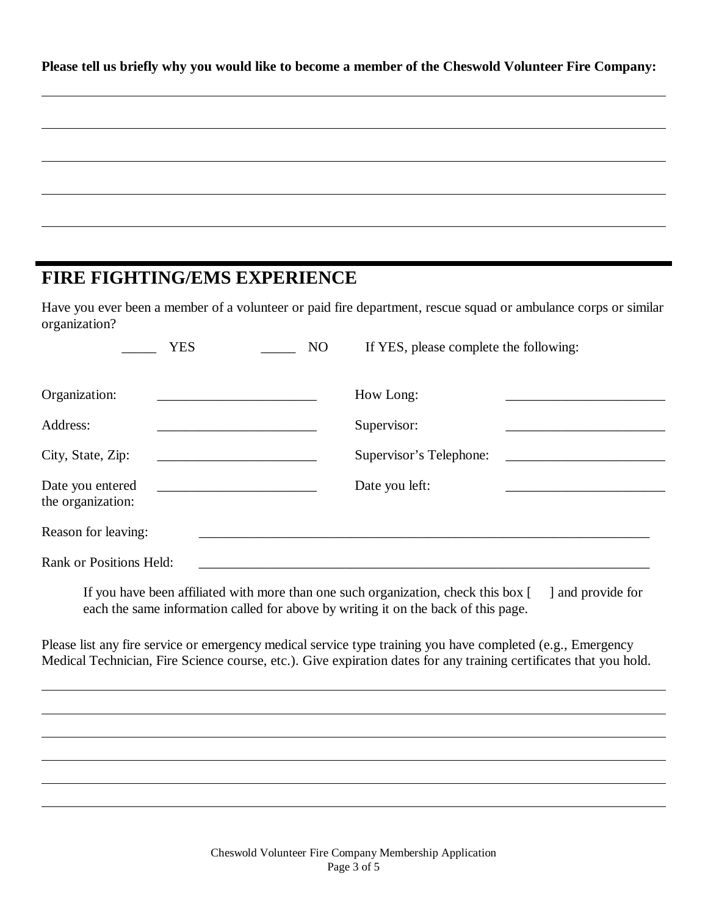**Please tell us briefly why you would like to become a member of the Cheswold Volunteer Fire Company:**

\_\_\_\_\_\_\_\_\_\_\_\_\_\_\_\_\_\_\_\_\_\_\_\_\_\_\_\_\_\_\_\_\_\_\_\_\_\_\_\_\_\_\_\_\_\_\_\_\_\_\_\_\_\_\_\_\_\_\_\_\_\_\_\_\_\_\_\_\_\_\_\_\_\_\_\_\_\_

\_\_\_\_\_\_\_\_\_\_\_\_\_\_\_\_\_\_\_\_\_\_\_\_\_\_\_\_\_\_\_\_\_\_\_\_\_\_\_\_\_\_\_\_\_\_\_\_\_\_\_\_\_\_\_\_\_\_\_\_\_\_\_\_\_\_\_\_\_\_\_\_\_\_\_\_\_\_

\_\_\_\_\_\_\_\_\_\_\_\_\_\_\_\_\_\_\_\_\_\_\_\_\_\_\_\_\_\_\_\_\_\_\_\_\_\_\_\_\_\_\_\_\_\_\_\_\_\_\_\_\_\_\_\_\_\_\_\_\_\_\_\_\_\_\_\_\_\_\_\_\_\_\_\_\_\_

\_\_\_\_\_\_\_\_\_\_\_\_\_\_\_\_\_\_\_\_\_\_\_\_\_\_\_\_\_\_\_\_\_\_\_\_\_\_\_\_\_\_\_\_\_\_\_\_\_\_\_\_\_\_\_\_\_\_\_\_\_\_\_\_\_\_\_\_\_\_\_\_\_\_\_\_\_\_

\_\_\_\_\_\_\_\_\_\_\_\_\_\_\_\_\_\_\_\_\_\_\_\_\_\_\_\_\_\_\_\_\_\_\_\_\_\_\_\_\_\_\_\_\_\_\_\_\_\_\_\_\_\_\_\_\_\_\_\_\_\_\_\_\_\_\_\_\_\_\_\_\_\_\_\_\_\_

## FIRE FIGHTING/EMS EXPERIENCE

Have you ever been a member of a volunteer or paid fire department, rescue squad or ambulance corps or similar organization?

_____ YES _____ NO If YES, please complete the following:

Organization: ________________________ How Long: ________________________

Address: ________________________ Supervisor: ________________________

City, State, Zip: ________________________ Supervisor's Telephone: ________________________

Date you entered the organization: ________________________ Date you left: ________________________

Reason for leaving: ______________________________________________________________

Rank or Positions Held: ______________________________________________________________

If you have been affiliated with more than one such organization, check this box [ ] and provide for each the same information called for above by writing it on the back of this page.

Please list any fire service or emergency medical service type training you have completed (e.g., Emergency Medical Technician, Fire Science course, etc.). Give expiration dates for any training certificates that you hold.

\_\_\_\_\_\_\_\_\_\_\_\_\_\_\_\_\_\_\_\_\_\_\_\_\_\_\_\_\_\_\_\_\_\_\_\_\_\_\_\_\_\_\_\_\_\_\_\_\_\_\_\_\_\_\_\_\_\_\_\_\_\_\_\_\_\_\_\_\_\_\_\_\_\_\_\_\_\_

\_\_\_\_\_\_\_\_\_\_\_\_\_\_\_\_\_\_\_\_\_\_\_\_\_\_\_\_\_\_\_\_\_\_\_\_\_\_\_\_\_\_\_\_\_\_\_\_\_\_\_\_\_\_\_\_\_\_\_\_\_\_\_\_\_\_\_\_\_\_\_\_\_\_\_\_\_\_

\_\_\_\_\_\_\_\_\_\_\_\_\_\_\_\_\_\_\_\_\_\_\_\_\_\_\_\_\_\_\_\_\_\_\_\_\_\_\_\_\_\_\_\_\_\_\_\_\_\_\_\_\_\_\_\_\_\_\_\_\_\_\_\_\_\_\_\_\_\_\_\_\_\_\_\_\_\_

\_\_\_\_\_\_\_\_\_\_\_\_\_\_\_\_\_\_\_\_\_\_\_\_\_\_\_\_\_\_\_\_\_\_\_\_\_\_\_\_\_\_\_\_\_\_\_\_\_\_\_\_\_\_\_\_\_\_\_\_\_\_\_\_\_\_\_\_\_\_\_\_\_\_\_\_\_\_

\_\_\_\_\_\_\_\_\_\_\_\_\_\_\_\_\_\_\_\_\_\_\_\_\_\_\_\_\_\_\_\_\_\_\_\_\_\_\_\_\_\_\_\_\_\_\_\_\_\_\_\_\_\_\_\_\_\_\_\_\_\_\_\_\_\_\_\_\_\_\_\_\_\_\_\_\_\_

\_\_\_\_\_\_\_\_\_\_\_\_\_\_\_\_\_\_\_\_\_\_\_\_\_\_\_\_\_\_\_\_\_\_\_\_\_\_\_\_\_\_\_\_\_\_\_\_\_\_\_\_\_\_\_\_\_\_\_\_\_\_\_\_\_\_\_\_\_\_\_\_\_\_\_\_\_\_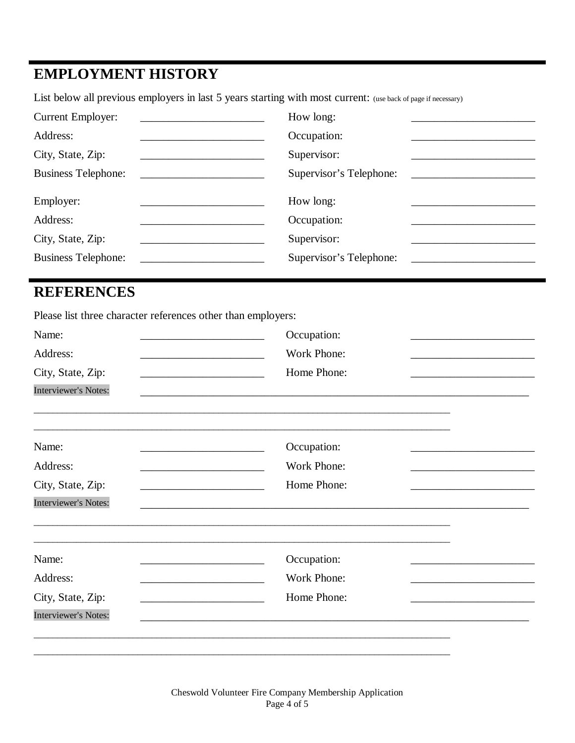## EMPLOYMENT HISTORY

List below all previous employers in last 5 years starting with most current: (use back of page if necessary)

| | | | |
|---|---|---|---|
| Current Employer: | _______________________ | How long: | _______________________ |
| Address: | _______________________ | Occupation: | _______________________ |
| City, State, Zip: | _______________________ | Supervisor: | _______________________ |
| Business Telephone: | _______________________ | Supervisor's Telephone: | _______________________ |

| | | | |
|---|---|---|---|
| Employer: | _______________________ | How long: | _______________________ |
| Address: | _______________________ | Occupation: | _______________________ |
| City, State, Zip: | _______________________ | Supervisor: | _______________________ |
| Business Telephone: | _______________________ | Supervisor's Telephone: | _______________________ |

## REFERENCES

Please list three character references other than employers:

| | | | |
|---|---|---|---|
| Name: | _______________________ | Occupation: | _______________________ |
| Address: | _______________________ | Work Phone: | _______________________ |
| City, State, Zip: | _______________________ | Home Phone: | _______________________ |

Interviewer's Notes: _________________________________________________________________________

_______________________________________________________________________________

_______________________________________________________________________________

| | | | |
|---|---|---|---|
| Name: | _______________________ | Occupation: | _______________________ |
| Address: | _______________________ | Work Phone: | _______________________ |
| City, State, Zip: | _______________________ | Home Phone: | _______________________ |

Interviewer's Notes: _________________________________________________________________________

_______________________________________________________________________________

_______________________________________________________________________________

| | | | |
|---|---|---|---|
| Name: | _______________________ | Occupation: | _______________________ |
| Address: | _______________________ | Work Phone: | _______________________ |
| City, State, Zip: | _______________________ | Home Phone: | _______________________ |

Interviewer's Notes: _________________________________________________________________________

_______________________________________________________________________________

_______________________________________________________________________________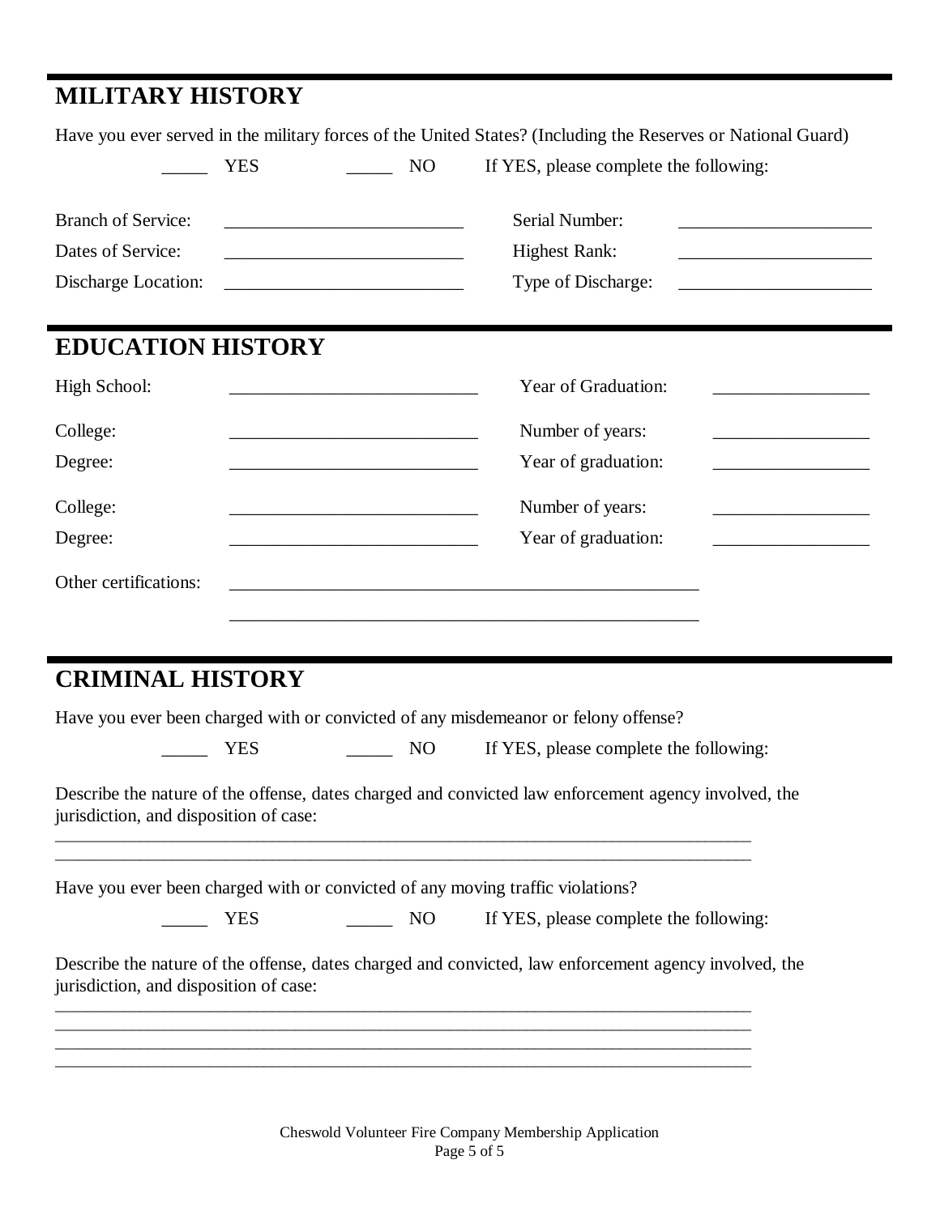## MILITARY HISTORY

Have you ever served in the military forces of the United States? (Including the Reserves or National Guard)

_____ YES _____ NO If YES, please complete the following:

Branch of Service: __________________________ Serial Number: _____________________

Dates of Service: __________________________ Highest Rank: _____________________

Discharge Location: __________________________ Type of Discharge: _____________________

## EDUCATION HISTORY

High School: ___________________________ Year of Graduation: _________________

College: ___________________________ Number of years: _________________

Degree: ___________________________ Year of graduation: _________________

College: ___________________________ Number of years: _________________

Degree: ___________________________ Year of graduation: _________________

Other certifications: ____________________________________________________

____________________________________________________

## CRIMINAL HISTORY

Have you ever been charged with or convicted of any misdemeanor or felony offense?

_____ YES _____ NO If YES, please complete the following:

Describe the nature of the offense, dates charged and convicted law enforcement agency involved, the jurisdiction, and disposition of case:

________________________________________________________________________________

________________________________________________________________________________

Have you ever been charged with or convicted of any moving traffic violations?

_____ YES _____ NO If YES, please complete the following:

Describe the nature of the offense, dates charged and convicted, law enforcement agency involved, the jurisdiction, and disposition of case:

________________________________________________________________________________

________________________________________________________________________________

________________________________________________________________________________

________________________________________________________________________________